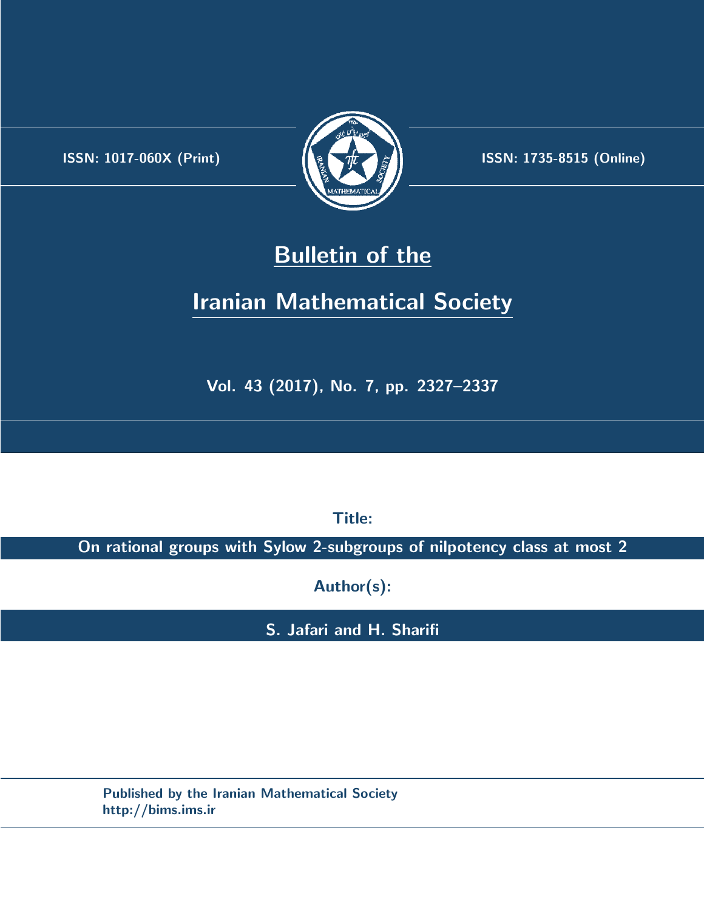ISSN: 1017-060X (Print)

ISSN: 1735-8515 (Online)

# Bulletin of the

# Iranian Mathematical Society

Vol. 43 (2017), No. 7, pp. 2327–2337

**Title:**

**On rational groups with Sylow 2-subgroups of nilpotency class at most 2**

**Author(s):**

**S. Jafari and H. Sharifi**

Published by the Iranian Mathematical Society
http://bims.ims.ir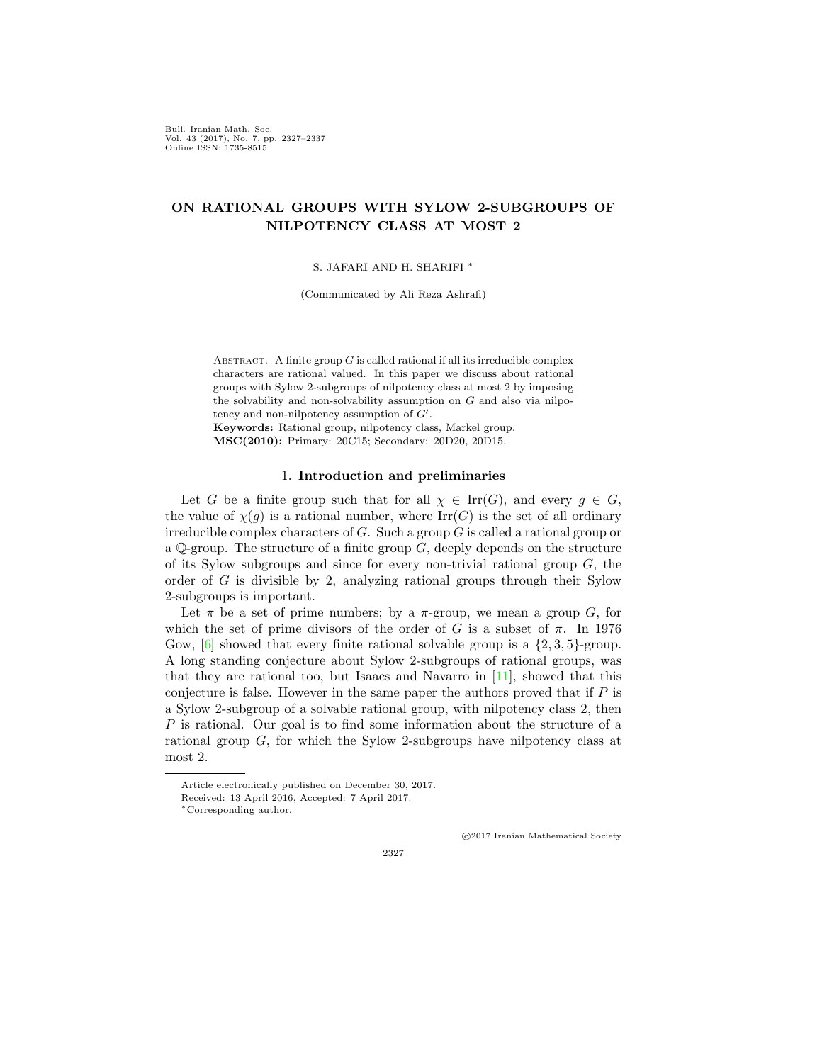Bull. Iranian Math. Soc.
Vol. 43 (2017), No. 7, pp. 2327–2337
Online ISSN: 1735-8515

# ON RATIONAL GROUPS WITH SYLOW 2-SUBGROUPS OF NILPOTENCY CLASS AT MOST 2

S. JAFARI AND H. SHARIFI *

(Communicated by Ali Reza Ashrafi)

Abstract. A finite group $G$ is called rational if all its irreducible complex characters are rational valued. In this paper we discuss about rational groups with Sylow 2-subgroups of nilpotency class at most 2 by imposing the solvability and non-solvability assumption on $G$ and also via nilpotency and non-nilpotency assumption of $G'$.

**Keywords:** Rational group, nilpotency class, Markel group.

**MSC(2010):** Primary: 20C15; Secondary: 20D20, 20D15.

## 1. Introduction and preliminaries

Let $G$ be a finite group such that for all $\chi \in \mathrm{Irr}(G)$, and every $g \in G$, the value of $\chi(g)$ is a rational number, where $\mathrm{Irr}(G)$ is the set of all ordinary irreducible complex characters of $G$. Such a group $G$ is called a rational group or a $\mathbb{Q}$-group. The structure of a finite group $G$, deeply depends on the structure of its Sylow subgroups and since for every non-trivial rational group $G$, the order of $G$ is divisible by 2, analyzing rational groups through their Sylow 2-subgroups is important.

Let $\pi$ be a set of prime numbers; by a $\pi$-group, we mean a group $G$, for which the set of prime divisors of the order of $G$ is a subset of $\pi$. In 1976 Gow, [6] showed that every finite rational solvable group is a $\{2, 3, 5\}$-group. A long standing conjecture about Sylow 2-subgroups of rational groups, was that they are rational too, but Isaacs and Navarro in [11], showed that this conjecture is false. However in the same paper the authors proved that if $P$ is a Sylow 2-subgroup of a solvable rational group, with nilpotency class 2, then $P$ is rational. Our goal is to find some information about the structure of a rational group $G$, for which the Sylow 2-subgroups have nilpotency class at most 2.

Article electronically published on December 30, 2017.

Received: 13 April 2016, Accepted: 7 April 2017.

*Corresponding author.

©2017 Iranian Mathematical Society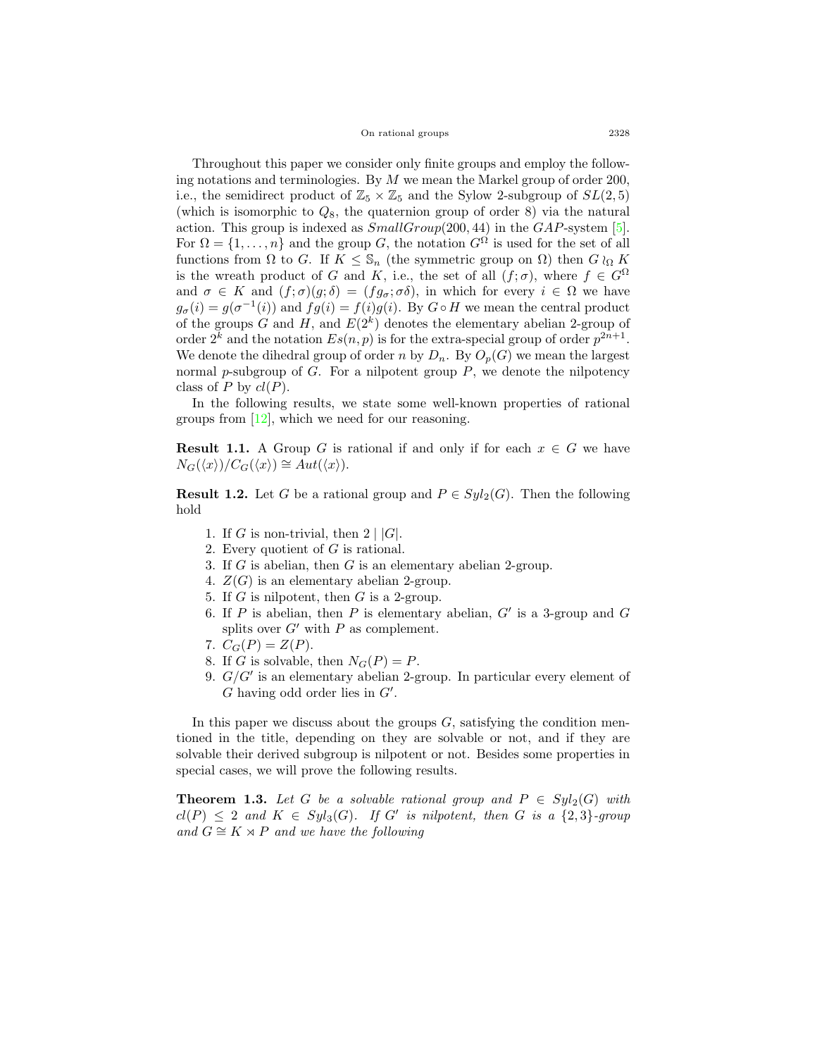Throughout this paper we consider only finite groups and employ the following notations and terminologies. By $M$ we mean the Markel group of order 200, i.e., the semidirect product of $\mathbb{Z}_5 \times \mathbb{Z}_5$ and the Sylow 2-subgroup of $SL(2,5)$ (which is isomorphic to $Q_8$, the quaternion group of order 8) via the natural action. This group is indexed as $SmallGroup(200, 44)$ in the $GAP$-system [5]. For $\Omega = \{1, \ldots, n\}$ and the group $G$, the notation $G^{\Omega}$ is used for the set of all functions from $\Omega$ to $G$. If $K \leq \mathbb{S}_n$ (the symmetric group on $\Omega$) then $G \wr_{\Omega} K$ is the wreath product of $G$ and $K$, i.e., the set of all $(f;\sigma)$, where $f \in G^{\Omega}$ and $\sigma \in K$ and $(f;\sigma)(g;\delta) = (fg_{\sigma};\sigma\delta)$, in which for every $i \in \Omega$ we have $g_{\sigma}(i) = g(\sigma^{-1}(i))$ and $fg(i) = f(i)g(i)$. By $G \circ H$ we mean the central product of the groups $G$ and $H$, and $E(2^k)$ denotes the elementary abelian 2-group of order $2^k$ and the notation $Es(n,p)$ is for the extra-special group of order $p^{2n+1}$. We denote the dihedral group of order $n$ by $D_n$. By $O_p(G)$ we mean the largest normal $p$-subgroup of $G$. For a nilpotent group $P$, we denote the nilpotency class of $P$ by $cl(P)$.

In the following results, we state some well-known properties of rational groups from [12], which we need for our reasoning.

**Result 1.1.** A Group $G$ is rational if and only if for each $x \in G$ we have $N_G(\langle x \rangle)/C_G(\langle x \rangle) \cong Aut(\langle x \rangle)$.

**Result 1.2.** Let $G$ be a rational group and $P \in Syl_2(G)$. Then the following hold

1. If $G$ is non-trivial, then $2 \mid |G|$.
2. Every quotient of $G$ is rational.
3. If $G$ is abelian, then $G$ is an elementary abelian 2-group.
4. $Z(G)$ is an elementary abelian 2-group.
5. If $G$ is nilpotent, then $G$ is a 2-group.
6. If $P$ is abelian, then $P$ is elementary abelian, $G'$ is a 3-group and $G$ splits over $G'$ with $P$ as complement.
7. $C_G(P) = Z(P)$.
8. If $G$ is solvable, then $N_G(P) = P$.
9. $G/G'$ is an elementary abelian 2-group. In particular every element of $G$ having odd order lies in $G'$.

In this paper we discuss about the groups $G$, satisfying the condition mentioned in the title, depending on they are solvable or not, and if they are solvable their derived subgroup is nilpotent or not. Besides some properties in special cases, we will prove the following results.

**Theorem 1.3.** *Let $G$ be a solvable rational group and $P \in Syl_2(G)$ with $cl(P) \leq 2$ and $K \in Syl_3(G)$. If $G'$ is nilpotent, then $G$ is a $\{2,3\}$-group and $G \cong K \rtimes P$ and we have the following*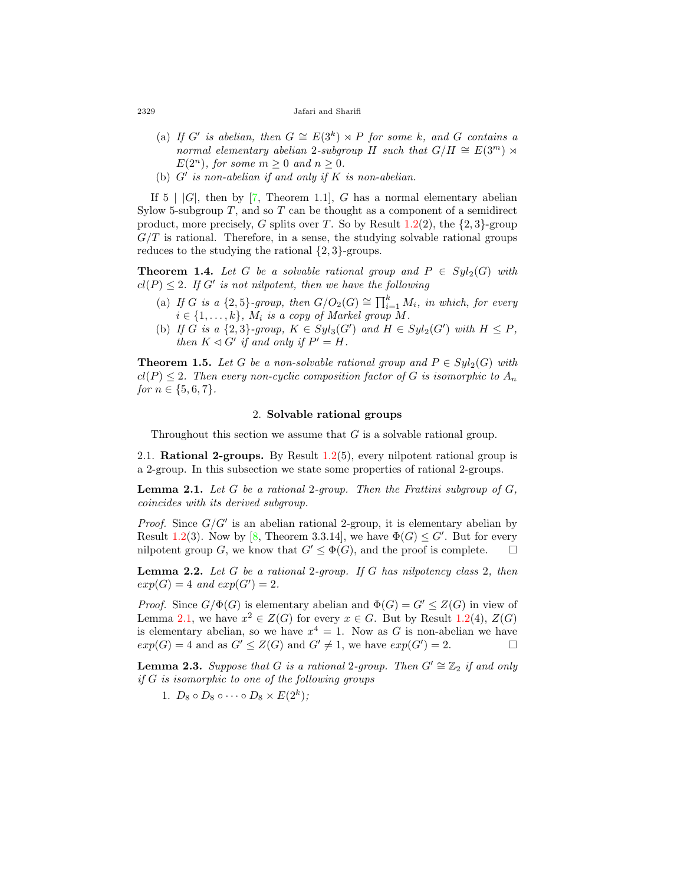(a) *If $G'$ is abelian, then $G \cong E(3^k) \rtimes P$ for some $k$, and $G$ contains a normal elementary abelian 2-subgroup $H$ such that $G/H \cong E(3^m) \rtimes E(2^n)$, for some $m \geq 0$ and $n \geq 0$.*

(b) *$G'$ is non-abelian if and only if $K$ is non-abelian.*

If $5 \mid |G|$, then by [7, Theorem 1.1], $G$ has a normal elementary abelian Sylow 5-subgroup $T$, and so $T$ can be thought as a component of a semidirect product, more precisely, $G$ splits over $T$. So by Result 1.2(2), the $\{2,3\}$-group $G/T$ is rational. Therefore, in a sense, the studying solvable rational groups reduces to the studying the rational $\{2,3\}$-groups.

**Theorem 1.4.** *Let $G$ be a solvable rational group and $P \in Syl_2(G)$ with $cl(P) \leq 2$. If $G'$ is not nilpotent, then we have the following*

(a) *If $G$ is a $\{2,5\}$-group, then $G/O_2(G) \cong \prod_{i=1}^{k} M_i$, in which, for every $i \in \{1,\ldots,k\}$, $M_i$ is a copy of Markel group $M$.*

(b) *If $G$ is a $\{2,3\}$-group, $K \in Syl_3(G')$ and $H \in Syl_2(G')$ with $H \leq P$, then $K \lhd G'$ if and only if $P' = H$.*

**Theorem 1.5.** *Let $G$ be a non-solvable rational group and $P \in Syl_2(G)$ with $cl(P) \leq 2$. Then every non-cyclic composition factor of $G$ is isomorphic to $A_n$ for $n \in \{5,6,7\}$.*

## 2. Solvable rational groups

Throughout this section we assume that $G$ is a solvable rational group.

### 2.1. Rational 2-groups.

By Result 1.2(5), every nilpotent rational group is a 2-group. In this subsection we state some properties of rational 2-groups.

**Lemma 2.1.** *Let $G$ be a rational 2-group. Then the Frattini subgroup of $G$, coincides with its derived subgroup.*

*Proof.* Since $G/G'$ is an abelian rational 2-group, it is elementary abelian by Result 1.2(3). Now by [8, Theorem 3.3.14], we have $\Phi(G) \leq G'$. But for every nilpotent group $G$, we know that $G' \leq \Phi(G)$, and the proof is complete. $\square$

**Lemma 2.2.** *Let $G$ be a rational 2-group. If $G$ has nilpotency class 2, then $exp(G) = 4$ and $exp(G') = 2$.*

*Proof.* Since $G/\Phi(G)$ is elementary abelian and $\Phi(G) = G' \leq Z(G)$ in view of Lemma 2.1, we have $x^2 \in Z(G)$ for every $x \in G$. But by Result 1.2(4), $Z(G)$ is elementary abelian, so we have $x^4 = 1$. Now as $G$ is non-abelian we have $exp(G) = 4$ and as $G' \leq Z(G)$ and $G' \neq 1$, we have $exp(G') = 2$. $\square$

**Lemma 2.3.** *Suppose that $G$ is a rational 2-group. Then $G' \cong \mathbb{Z}_2$ if and only if $G$ is isomorphic to one of the following groups*

1. $D_8 \circ D_8 \circ \cdots \circ D_8 \times E(2^k)$;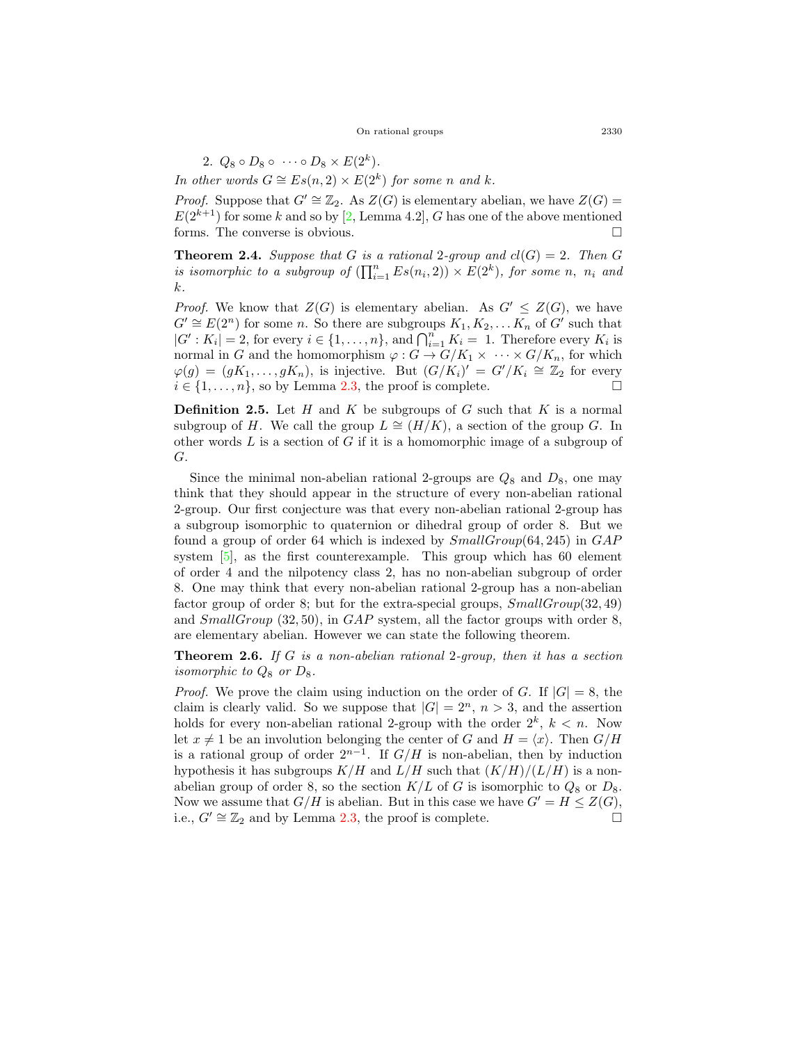2. $Q_8 \circ D_8 \circ \cdots \circ D_8 \times E(2^k)$.

*In other words* $G \cong Es(n, 2) \times E(2^k)$ *for some* $n$ *and* $k$.

*Proof.* Suppose that $G' \cong \mathbb{Z}_2$. As $Z(G)$ is elementary abelian, we have $Z(G) = E(2^{k+1})$ for some $k$ and so by [2, Lemma 4.2], $G$ has one of the above mentioned forms. The converse is obvious. □

**Theorem 2.4.** *Suppose that* $G$ *is a rational* 2*-group and* $cl(G) = 2$*. Then* $G$ *is isomorphic to a subgroup of* $(\prod_{i=1}^{n} Es(n_i, 2)) \times E(2^k)$*, for some* $n$*,* $n_i$ *and* $k$*.*

*Proof.* We know that $Z(G)$ is elementary abelian. As $G' \leq Z(G)$, we have $G' \cong E(2^n)$ for some $n$. So there are subgroups $K_1, K_2, \ldots K_n$ of $G'$ such that $|G' : K_i| = 2$, for every $i \in \{1, \ldots, n\}$, and $\bigcap_{i=1}^{n} K_i = 1$. Therefore every $K_i$ is normal in $G$ and the homomorphism $\varphi : G \to G/K_1 \times \cdots \times G/K_n$, for which $\varphi(g) = (gK_1, \ldots, gK_n)$, is injective. But $(G/K_i)' = G'/K_i \cong \mathbb{Z}_2$ for every $i \in \{1, \ldots, n\}$, so by Lemma 2.3, the proof is complete. □

**Definition 2.5.** Let $H$ and $K$ be subgroups of $G$ such that $K$ is a normal subgroup of $H$. We call the group $L \cong (H/K)$, a section of the group $G$. In other words $L$ is a section of $G$ if it is a homomorphic image of a subgroup of $G$.

Since the minimal non-abelian rational 2-groups are $Q_8$ and $D_8$, one may think that they should appear in the structure of every non-abelian rational 2-group. Our first conjecture was that every non-abelian rational 2-group has a subgroup isomorphic to quaternion or dihedral group of order 8. But we found a group of order 64 which is indexed by *SmallGroup*(64, 245) in *GAP* system [5], as the first counterexample. This group which has 60 element of order 4 and the nilpotency class 2, has no non-abelian subgroup of order 8. One may think that every non-abelian rational 2-group has a non-abelian factor group of order 8; but for the extra-special groups, *SmallGroup*(32, 49) and *SmallGroup* (32, 50), in *GAP* system, all the factor groups with order 8, are elementary abelian. However we can state the following theorem.

**Theorem 2.6.** *If* $G$ *is a non-abelian rational* 2*-group, then it has a section isomorphic to* $Q_8$ *or* $D_8$*.*

*Proof.* We prove the claim using induction on the order of $G$. If $|G| = 8$, the claim is clearly valid. So we suppose that $|G| = 2^n$, $n > 3$, and the assertion holds for every non-abelian rational 2-group with the order $2^k$, $k < n$. Now let $x \neq 1$ be an involution belonging the center of $G$ and $H = \langle x \rangle$. Then $G/H$ is a rational group of order $2^{n-1}$. If $G/H$ is non-abelian, then by induction hypothesis it has subgroups $K/H$ and $L/H$ such that $(K/H)/(L/H)$ is a non-abelian group of order 8, so the section $K/L$ of $G$ is isomorphic to $Q_8$ or $D_8$. Now we assume that $G/H$ is abelian. But in this case we have $G' = H \leq Z(G)$, i.e., $G' \cong \mathbb{Z}_2$ and by Lemma 2.3, the proof is complete. □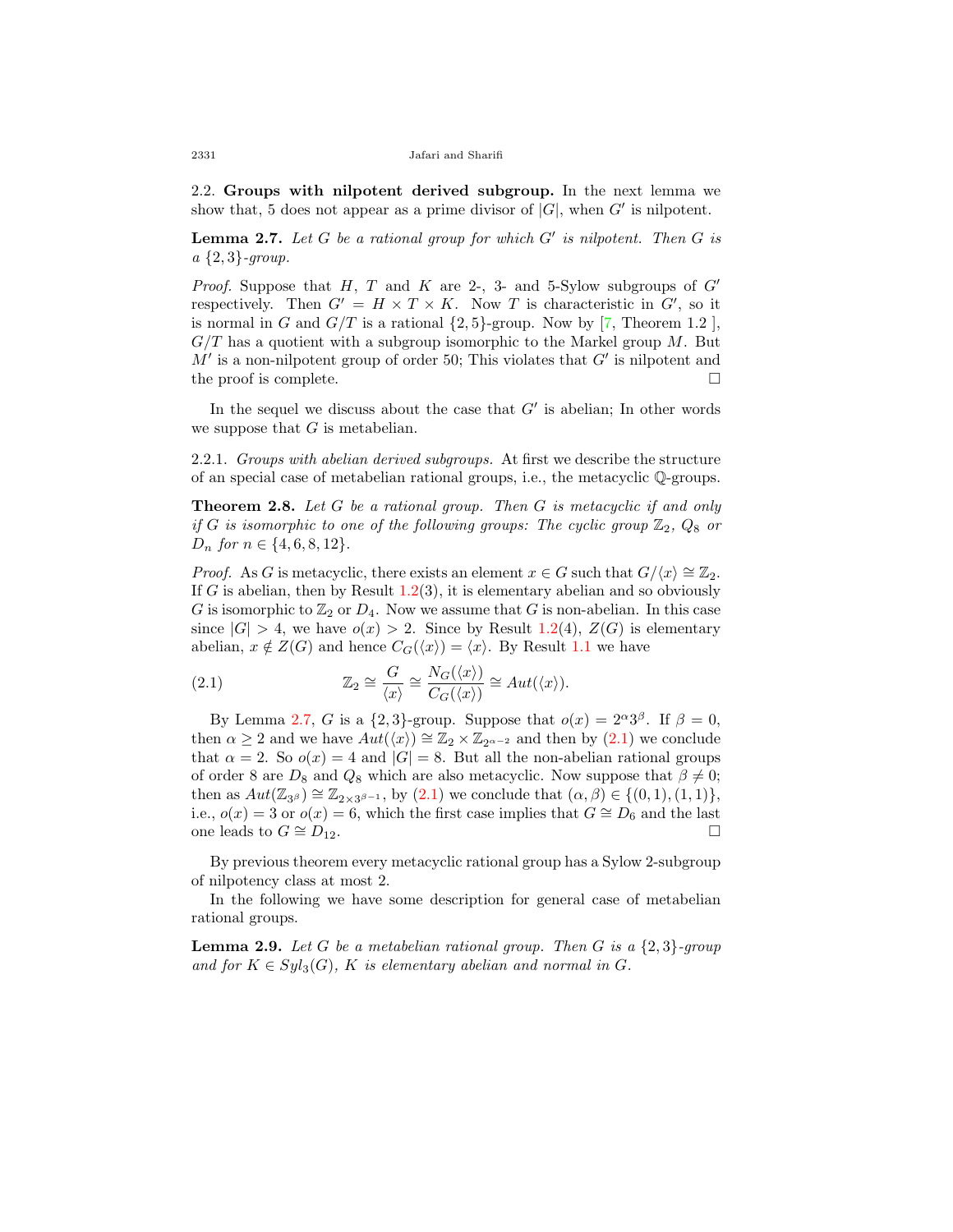## 2.2. **Groups with nilpotent derived subgroup.**

In the next lemma we show that, 5 does not appear as a prime divisor of $|G|$, when $G'$ is nilpotent.

**Lemma 2.7.** *Let $G$ be a rational group for which $G'$ is nilpotent. Then $G$ is a $\{2,3\}$-group.*

*Proof.* Suppose that $H$, $T$ and $K$ are 2-, 3- and 5-Sylow subgroups of $G'$ respectively. Then $G' = H \times T \times K$. Now $T$ is characteristic in $G'$, so it is normal in $G$ and $G/T$ is a rational $\{2,5\}$-group. Now by [7, Theorem 1.2 ], $G/T$ has a quotient with a subgroup isomorphic to the Markel group $M$. But $M'$ is a non-nilpotent group of order 50; This violates that $G'$ is nilpotent and the proof is complete. □

In the sequel we discuss about the case that $G'$ is abelian; In other words we suppose that $G$ is metabelian.

### 2.2.1. *Groups with abelian derived subgroups.*

At first we describe the structure of an special case of metabelian rational groups, i.e., the metacyclic $\mathbb{Q}$-groups.

**Theorem 2.8.** *Let $G$ be a rational group. Then $G$ is metacyclic if and only if $G$ is isomorphic to one of the following groups: The cyclic group $\mathbb{Z}_2$, $Q_8$ or $D_n$ for $n \in \{4, 6, 8, 12\}$.*

*Proof.* As $G$ is metacyclic, there exists an element $x \in G$ such that $G/\langle x \rangle \cong \mathbb{Z}_2$. If $G$ is abelian, then by Result 1.2(3), it is elementary abelian and so obviously $G$ is isomorphic to $\mathbb{Z}_2$ or $D_4$. Now we assume that $G$ is non-abelian. In this case since $|G| > 4$, we have $o(x) > 2$. Since by Result 1.2(4), $Z(G)$ is elementary abelian, $x \notin Z(G)$ and hence $C_G(\langle x \rangle) = \langle x \rangle$. By Result 1.1 we have

$$\mathbb{Z}_2 \cong \frac{G}{\langle x \rangle} \cong \frac{N_G(\langle x \rangle)}{C_G(\langle x \rangle)} \cong Aut(\langle x \rangle). \tag{2.1}$$

By Lemma 2.7, $G$ is a $\{2,3\}$-group. Suppose that $o(x) = 2^{\alpha}3^{\beta}$. If $\beta = 0$, then $\alpha \geq 2$ and we have $Aut(\langle x \rangle) \cong \mathbb{Z}_2 \times \mathbb{Z}_{2^{\alpha-2}}$ and then by (2.1) we conclude that $\alpha = 2$. So $o(x) = 4$ and $|G| = 8$. But all the non-abelian rational groups of order 8 are $D_8$ and $Q_8$ which are also metacyclic. Now suppose that $\beta \neq 0$; then as $Aut(\mathbb{Z}_{3^{\beta}}) \cong \mathbb{Z}_{2 \times 3^{\beta-1}}$, by (2.1) we conclude that $(\alpha, \beta) \in \{(0,1), (1,1)\}$, i.e., $o(x) = 3$ or $o(x) = 6$, which the first case implies that $G \cong D_6$ and the last one leads to $G \cong D_{12}$. □

By previous theorem every metacyclic rational group has a Sylow 2-subgroup of nilpotency class at most 2.

In the following we have some description for general case of metabelian rational groups.

**Lemma 2.9.** *Let $G$ be a metabelian rational group. Then $G$ is a $\{2,3\}$-group and for $K \in Syl_3(G)$, $K$ is elementary abelian and normal in $G$.*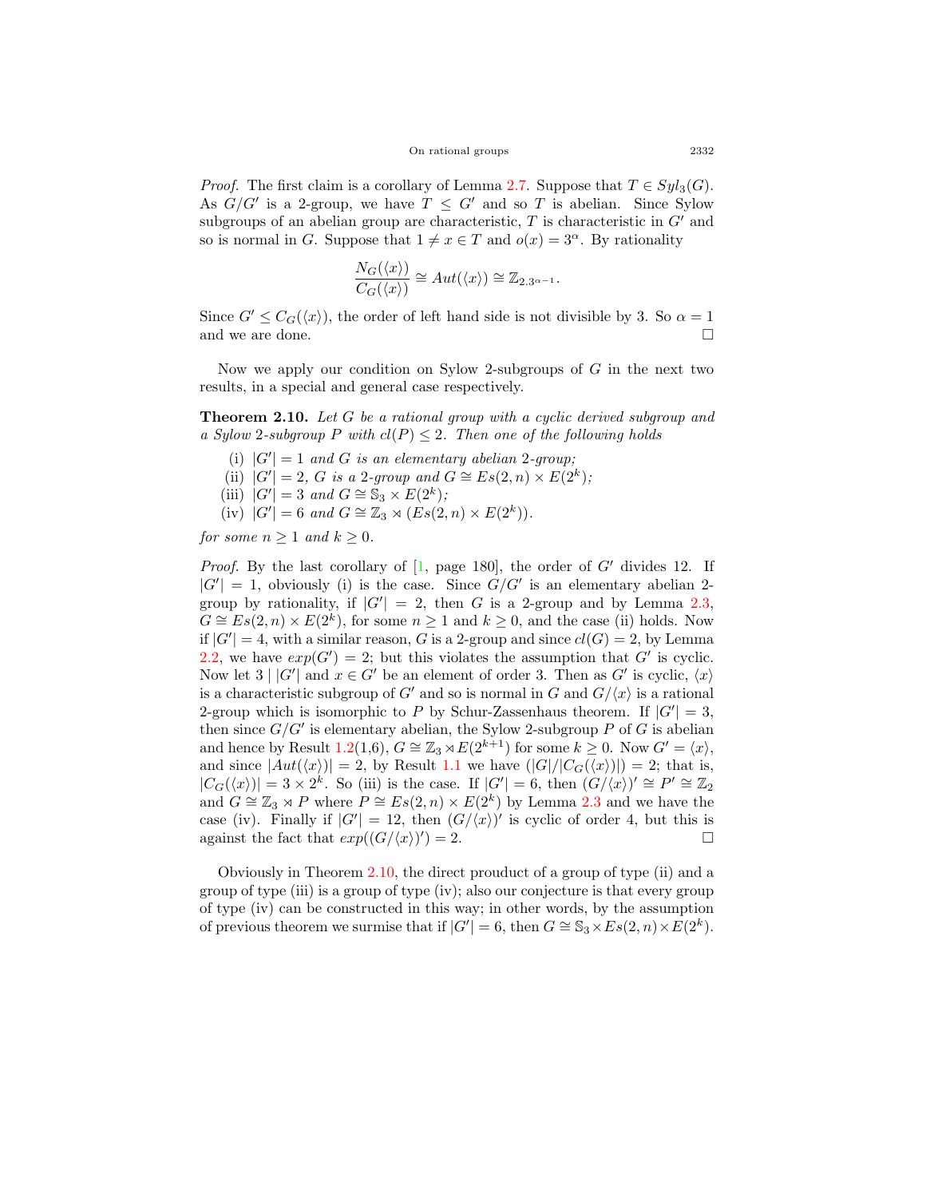*Proof.* The first claim is a corollary of Lemma 2.7. Suppose that $T \in Syl_3(G)$. As $G/G'$ is a 2-group, we have $T \leq G'$ and so $T$ is abelian. Since Sylow subgroups of an abelian group are characteristic, $T$ is characteristic in $G'$ and so is normal in $G$. Suppose that $1 \neq x \in T$ and $o(x) = 3^\alpha$. By rationality

$$\frac{N_G(\langle x \rangle)}{C_G(\langle x \rangle)} \cong Aut(\langle x \rangle) \cong \mathbb{Z}_{2.3^{\alpha-1}}.$$

Since $G' \leq C_G(\langle x \rangle)$, the order of left hand side is not divisible by 3. So $\alpha = 1$ and we are done. □

Now we apply our condition on Sylow 2-subgroups of $G$ in the next two results, in a special and general case respectively.

**Theorem 2.10.** *Let $G$ be a rational group with a cyclic derived subgroup and a Sylow 2-subgroup $P$ with $cl(P) \leq 2$. Then one of the following holds*

(i) *$|G'| = 1$ and $G$ is an elementary abelian 2-group;*
(ii) *$|G'| = 2$, $G$ is a 2-group and $G \cong Es(2, n) \times E(2^k)$;*
(iii) *$|G'| = 3$ and $G \cong \mathbb{S}_3 \times E(2^k)$;*
(iv) *$|G'| = 6$ and $G \cong \mathbb{Z}_3 \rtimes (Es(2, n) \times E(2^k))$.*

*for some $n \geq 1$ and $k \geq 0$.*

*Proof.* By the last corollary of [1, page 180], the order of $G'$ divides 12. If $|G'| = 1$, obviously (i) is the case. Since $G/G'$ is an elementary abelian 2-group by rationality, if $|G'| = 2$, then $G$ is a 2-group and by Lemma 2.3, $G \cong Es(2, n) \times E(2^k)$, for some $n \geq 1$ and $k \geq 0$, and the case (ii) holds. Now if $|G'| = 4$, with a similar reason, $G$ is a 2-group and since $cl(G) = 2$, by Lemma 2.2, we have $exp(G') = 2$; but this violates the assumption that $G'$ is cyclic. Now let $3 \mid |G'|$ and $x \in G'$ be an element of order 3. Then as $G'$ is cyclic, $\langle x \rangle$ is a characteristic subgroup of $G'$ and so is normal in $G$ and $G/\langle x \rangle$ is a rational 2-group which is isomorphic to $P$ by Schur-Zassenhaus theorem. If $|G'| = 3$, then since $G/G'$ is elementary abelian, the Sylow 2-subgroup $P$ of $G$ is abelian and hence by Result 1.2(1,6), $G \cong \mathbb{Z}_3 \rtimes E(2^{k+1})$ for some $k \geq 0$. Now $G' = \langle x \rangle$, and since $|Aut(\langle x \rangle)| = 2$, by Result 1.1 we have $(|G|/|C_G(\langle x \rangle)|) = 2$; that is, $|C_G(\langle x \rangle)| = 3 \times 2^k$. So (iii) is the case. If $|G'| = 6$, then $(G/\langle x \rangle)' \cong P' \cong \mathbb{Z}_2$ and $G \cong \mathbb{Z}_3 \rtimes P$ where $P \cong Es(2, n) \times E(2^k)$ by Lemma 2.3 and we have the case (iv). Finally if $|G'| = 12$, then $(G/\langle x \rangle)'$ is cyclic of order 4, but this is against the fact that $exp((G/\langle x \rangle)') = 2$. □

Obviously in Theorem 2.10, the direct prouduct of a group of type (ii) and a group of type (iii) is a group of type (iv); also our conjecture is that every group of type (iv) can be constructed in this way; in other words, by the assumption of previous theorem we surmise that if $|G'| = 6$, then $G \cong \mathbb{S}_3 \times Es(2, n) \times E(2^k)$.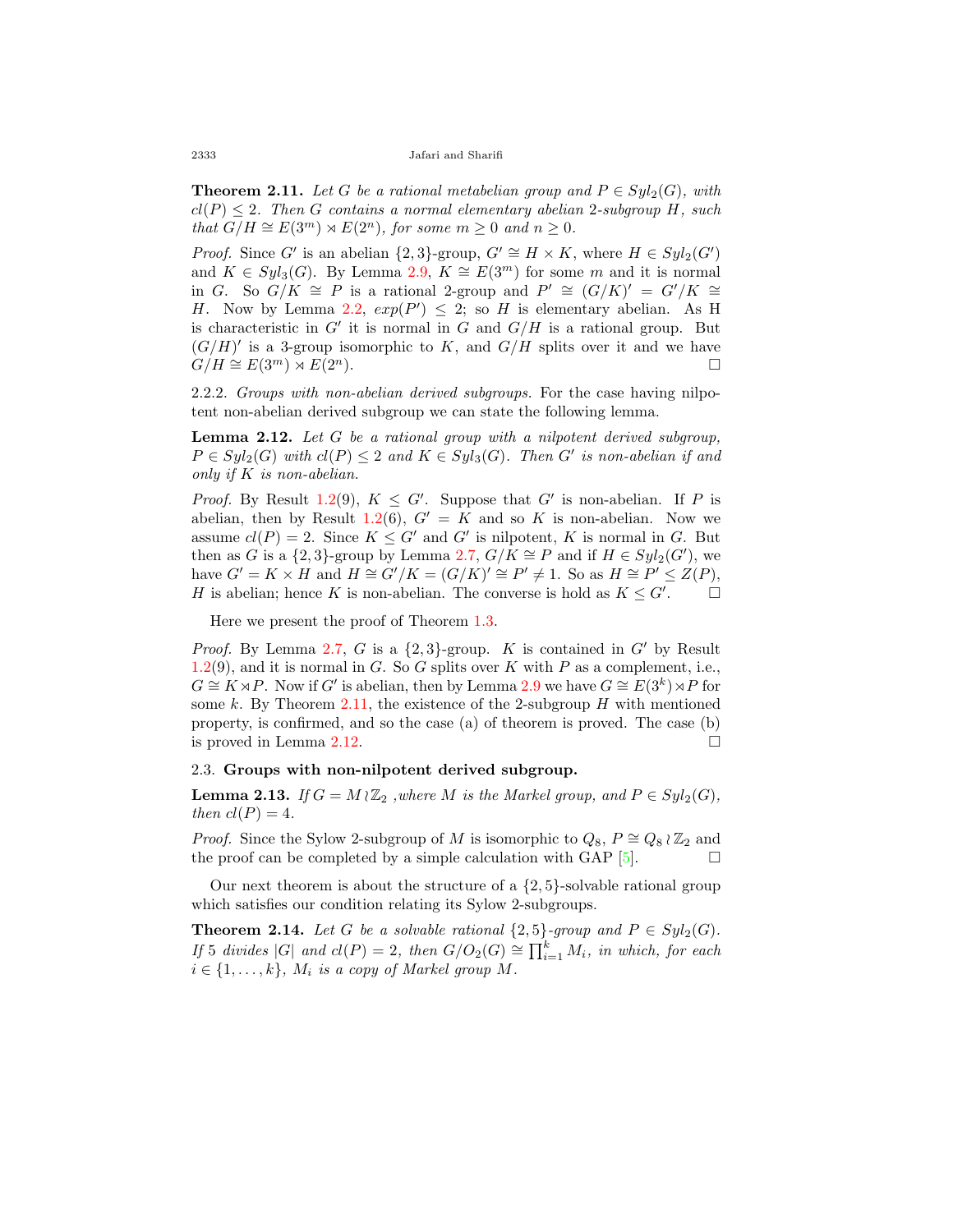**Theorem 2.11.** *Let $G$ be a rational metabelian group and $P \in Syl_2(G)$, with $cl(P) \leq 2$. Then $G$ contains a normal elementary abelian 2-subgroup $H$, such that $G/H \cong E(3^m) \rtimes E(2^n)$, for some $m \geq 0$ and $n \geq 0$.*

*Proof.* Since $G'$ is an abelian $\{2,3\}$-group, $G' \cong H \times K$, where $H \in Syl_2(G')$ and $K \in Syl_3(G)$. By Lemma 2.9, $K \cong E(3^m)$ for some $m$ and it is normal in $G$. So $G/K \cong P$ is a rational 2-group and $P' \cong (G/K)' = G'/K \cong H$. Now by Lemma 2.2, $exp(P') \leq 2$; so $H$ is elementary abelian. As H is characteristic in $G'$ it is normal in $G$ and $G/H$ is a rational group. But $(G/H)'$ is a 3-group isomorphic to $K$, and $G/H$ splits over it and we have $G/H \cong E(3^m) \rtimes E(2^n)$. □

2.2.2. *Groups with non-abelian derived subgroups.* For the case having nilpotent non-abelian derived subgroup we can state the following lemma.

**Lemma 2.12.** *Let $G$ be a rational group with a nilpotent derived subgroup, $P \in Syl_2(G)$ with $cl(P) \leq 2$ and $K \in Syl_3(G)$. Then $G'$ is non-abelian if and only if $K$ is non-abelian.*

*Proof.* By Result 1.2(9), $K \leq G'$. Suppose that $G'$ is non-abelian. If $P$ is abelian, then by Result 1.2(6), $G' = K$ and so $K$ is non-abelian. Now we assume $cl(P) = 2$. Since $K \leq G'$ and $G'$ is nilpotent, $K$ is normal in $G$. But then as $G$ is a $\{2,3\}$-group by Lemma 2.7, $G/K \cong P$ and if $H \in Syl_2(G')$, we have $G' = K \times H$ and $H \cong G'/K = (G/K)' \cong P' \neq 1$. So as $H \cong P' \leq Z(P)$, $H$ is abelian; hence $K$ is non-abelian. The converse is hold as $K \leq G'$. □

Here we present the proof of Theorem 1.3.

*Proof.* By Lemma 2.7, $G$ is a $\{2,3\}$-group. $K$ is contained in $G'$ by Result 1.2(9), and it is normal in $G$. So $G$ splits over $K$ with $P$ as a complement, i.e., $G \cong K \rtimes P$. Now if $G'$ is abelian, then by Lemma 2.9 we have $G \cong E(3^k) \rtimes P$ for some $k$. By Theorem 2.11, the existence of the 2-subgroup $H$ with mentioned property, is confirmed, and so the case (a) of theorem is proved. The case (b) is proved in Lemma 2.12. □

### 2.3. Groups with non-nilpotent derived subgroup.

**Lemma 2.13.** *If $G = M \wr \mathbb{Z}_2$ ,where $M$ is the Markel group, and $P \in Syl_2(G)$, then $cl(P) = 4$.*

*Proof.* Since the Sylow 2-subgroup of $M$ is isomorphic to $Q_8$, $P \cong Q_8 \wr \mathbb{Z}_2$ and the proof can be completed by a simple calculation with GAP [5]. □

Our next theorem is about the structure of a $\{2,5\}$-solvable rational group which satisfies our condition relating its Sylow 2-subgroups.

**Theorem 2.14.** *Let $G$ be a solvable rational $\{2,5\}$-group and $P \in Syl_2(G)$. If 5 divides $|G|$ and $cl(P) = 2$, then $G/O_2(G) \cong \prod_{i=1}^{k} M_i$, in which, for each $i \in \{1, \ldots, k\}$, $M_i$ is a copy of Markel group $M$.*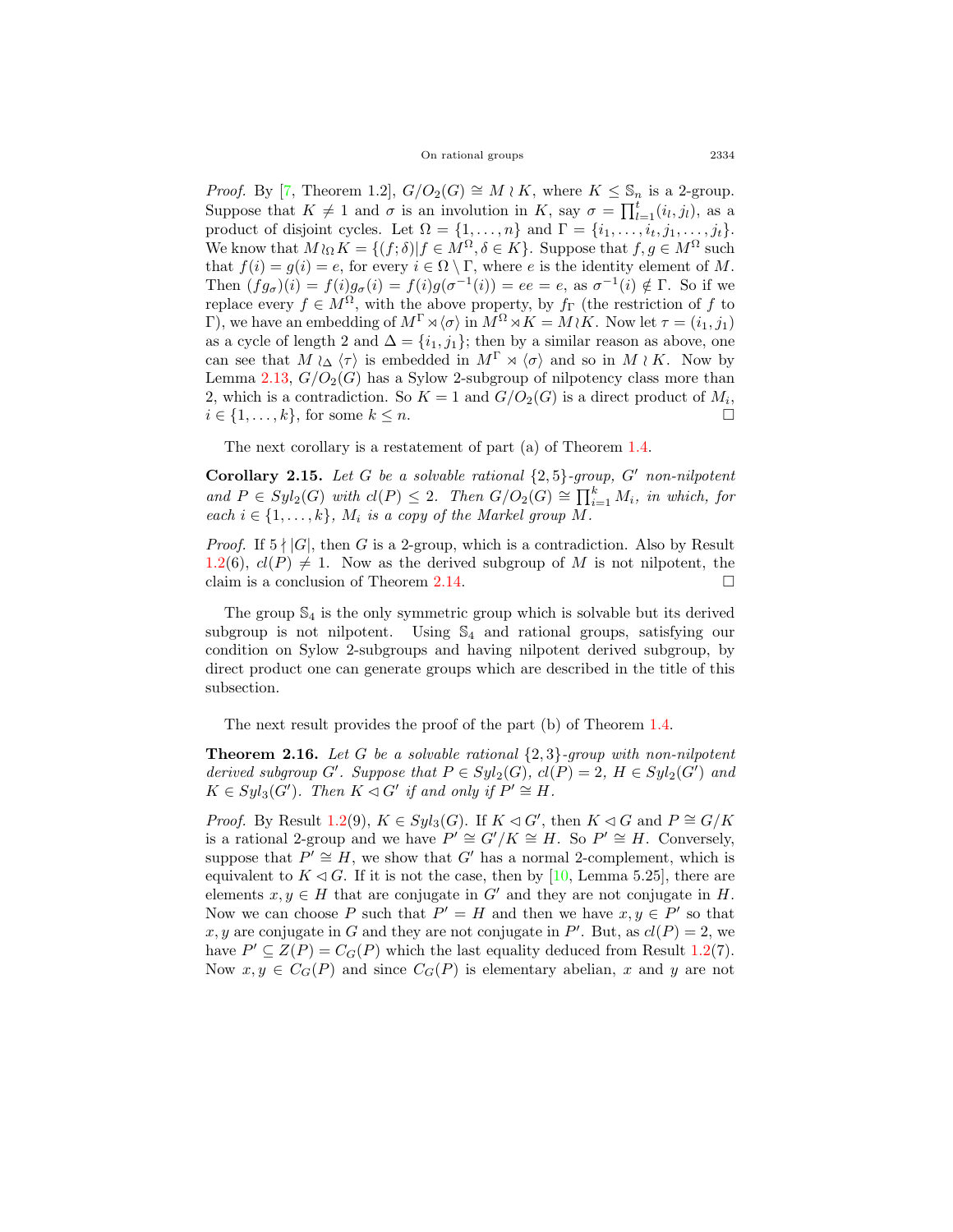*Proof.* By [7, Theorem 1.2], $G/O_2(G) \cong M \wr K$, where $K \leq \mathbb{S}_n$ is a 2-group. Suppose that $K \neq 1$ and $\sigma$ is an involution in $K$, say $\sigma = \prod_{l=1}^{t}(i_l, j_l)$, as a product of disjoint cycles. Let $\Omega = \{1, \ldots, n\}$ and $\Gamma = \{i_1, \ldots, i_t, j_1, \ldots, j_t\}$. We know that $M \wr_\Omega K = \{(f; \delta) | f \in M^\Omega, \delta \in K\}$. Suppose that $f, g \in M^\Omega$ such that $f(i) = g(i) = e$, for every $i \in \Omega \setminus \Gamma$, where $e$ is the identity element of $M$. Then $(fg_\sigma)(i) = f(i)g_\sigma(i) = f(i)g(\sigma^{-1}(i)) = ee = e$, as $\sigma^{-1}(i) \notin \Gamma$. So if we replace every $f \in M^\Omega$, with the above property, by $f_\Gamma$ (the restriction of $f$ to $\Gamma$), we have an embedding of $M^\Gamma \rtimes \langle \sigma \rangle$ in $M^\Omega \rtimes K = M \wr K$. Now let $\tau = (i_1, j_1)$ as a cycle of length 2 and $\Delta = \{i_1, j_1\}$; then by a similar reason as above, one can see that $M \wr_\Delta \langle \tau \rangle$ is embedded in $M^\Gamma \rtimes \langle \sigma \rangle$ and so in $M \wr K$. Now by Lemma 2.13, $G/O_2(G)$ has a Sylow 2-subgroup of nilpotency class more than 2, which is a contradiction. So $K = 1$ and $G/O_2(G)$ is a direct product of $M_i$, $i \in \{1, \ldots, k\}$, for some $k \leq n$. $\square$

The next corollary is a restatement of part (a) of Theorem 1.4.

**Corollary 2.15.** *Let $G$ be a solvable rational $\{2, 5\}$-group, $G'$ non-nilpotent and $P \in Syl_2(G)$ with $cl(P) \leq 2$. Then $G/O_2(G) \cong \prod_{i=1}^{k} M_i$, in which, for each $i \in \{1, \ldots, k\}$, $M_i$ is a copy of the Markel group $M$.*

*Proof.* If $5 \nmid |G|$, then $G$ is a 2-group, which is a contradiction. Also by Result 1.2(6), $cl(P) \neq 1$. Now as the derived subgroup of $M$ is not nilpotent, the claim is a conclusion of Theorem 2.14. $\square$

The group $\mathbb{S}_4$ is the only symmetric group which is solvable but its derived subgroup is not nilpotent. Using $\mathbb{S}_4$ and rational groups, satisfying our condition on Sylow 2-subgroups and having nilpotent derived subgroup, by direct product one can generate groups which are described in the title of this subsection.

The next result provides the proof of the part (b) of Theorem 1.4.

**Theorem 2.16.** *Let $G$ be a solvable rational $\{2, 3\}$-group with non-nilpotent derived subgroup $G'$. Suppose that $P \in Syl_2(G)$, $cl(P) = 2$, $H \in Syl_2(G')$ and $K \in Syl_3(G')$. Then $K \lhd G'$ if and only if $P' \cong H$.*

*Proof.* By Result 1.2(9), $K \in Syl_3(G)$. If $K \lhd G'$, then $K \lhd G$ and $P \cong G/K$ is a rational 2-group and we have $P' \cong G'/K \cong H$. So $P' \cong H$. Conversely, suppose that $P' \cong H$, we show that $G'$ has a normal 2-complement, which is equivalent to $K \lhd G$. If it is not the case, then by [10, Lemma 5.25], there are elements $x, y \in H$ that are conjugate in $G'$ and they are not conjugate in $H$. Now we can choose $P$ such that $P' = H$ and then we have $x, y \in P'$ so that $x, y$ are conjugate in $G$ and they are not conjugate in $P'$. But, as $cl(P) = 2$, we have $P' \subseteq Z(P) = C_G(P)$ which the last equality deduced from Result 1.2(7). Now $x, y \in C_G(P)$ and since $C_G(P)$ is elementary abelian, $x$ and $y$ are not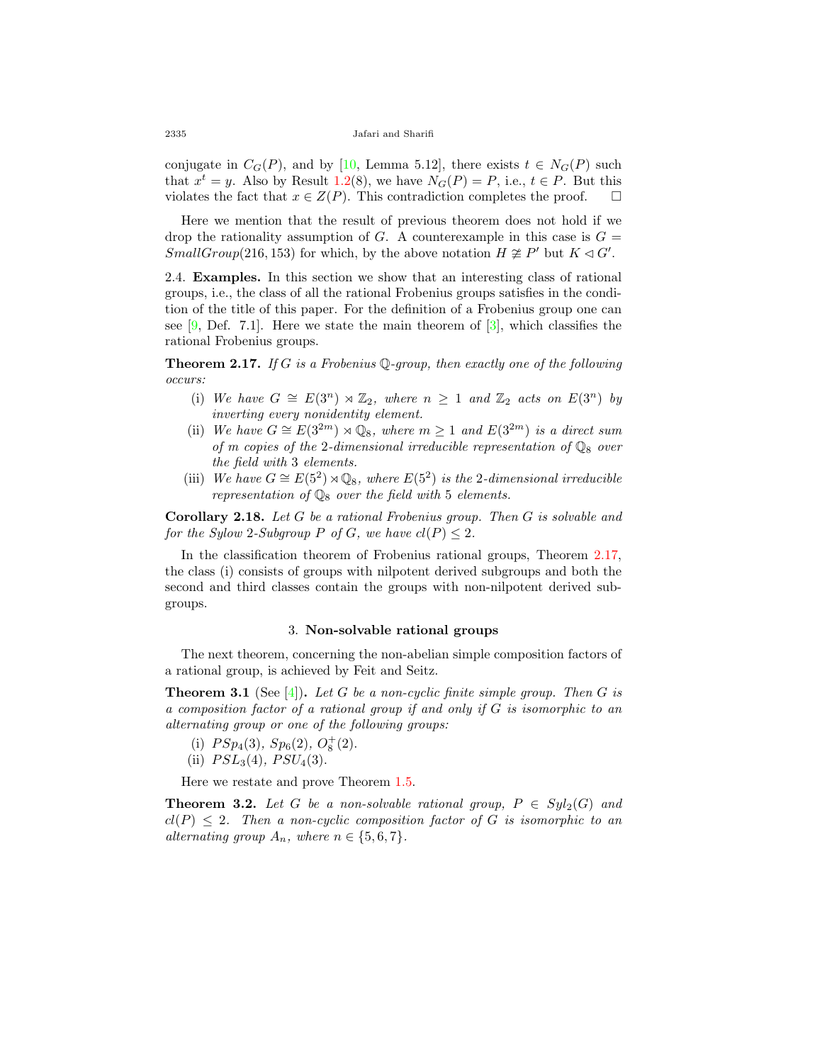conjugate in $C_G(P)$, and by [10, Lemma 5.12], there exists $t \in N_G(P)$ such that $x^t = y$. Also by Result 1.2(8), we have $N_G(P) = P$, i.e., $t \in P$. But this violates the fact that $x \in Z(P)$. This contradiction completes the proof. $\square$

Here we mention that the result of previous theorem does not hold if we drop the rationality assumption of $G$. A counterexample in this case is $G = SmallGroup(216, 153)$ for which, by the above notation $H \ncong P'$ but $K \lhd G'$.

**2.4. Examples.** In this section we show that an interesting class of rational groups, i.e., the class of all the rational Frobenius groups satisfies in the condition of the title of this paper. For the definition of a Frobenius group one can see [9, Def. 7.1]. Here we state the main theorem of [3], which classifies the rational Frobenius groups.

**Theorem 2.17.** *If $G$ is a Frobenius $\mathbb{Q}$-group, then exactly one of the following occurs:*

- (i) *We have $G \cong E(3^n) \rtimes \mathbb{Z}_2$, where $n \geq 1$ and $\mathbb{Z}_2$ acts on $E(3^n)$ by inverting every nonidentity element.*
- (ii) *We have $G \cong E(3^{2m}) \rtimes \mathbb{Q}_8$, where $m \geq 1$ and $E(3^{2m})$ is a direct sum of $m$ copies of the 2-dimensional irreducible representation of $\mathbb{Q}_8$ over the field with 3 elements.*
- (iii) *We have $G \cong E(5^2) \rtimes \mathbb{Q}_8$, where $E(5^2)$ is the 2-dimensional irreducible representation of $\mathbb{Q}_8$ over the field with 5 elements.*

**Corollary 2.18.** *Let $G$ be a rational Frobenius group. Then $G$ is solvable and for the Sylow 2-Subgroup $P$ of $G$, we have $cl(P) \leq 2$.*

In the classification theorem of Frobenius rational groups, Theorem 2.17, the class (i) consists of groups with nilpotent derived subgroups and both the second and third classes contain the groups with non-nilpotent derived subgroups.

## 3. Non-solvable rational groups

The next theorem, concerning the non-abelian simple composition factors of a rational group, is achieved by Feit and Seitz.

**Theorem 3.1** (See [4]). *Let $G$ be a non-cyclic finite simple group. Then $G$ is a composition factor of a rational group if and only if $G$ is isomorphic to an alternating group or one of the following groups:*

- (i) $PSp_4(3)$, $Sp_6(2)$, $O_8^+(2)$.
- (ii) $PSL_3(4)$, $PSU_4(3)$.

Here we restate and prove Theorem 1.5.

**Theorem 3.2.** *Let $G$ be a non-solvable rational group, $P \in Syl_2(G)$ and $cl(P) \leq 2$. Then a non-cyclic composition factor of $G$ is isomorphic to an alternating group $A_n$, where $n \in \{5, 6, 7\}$.*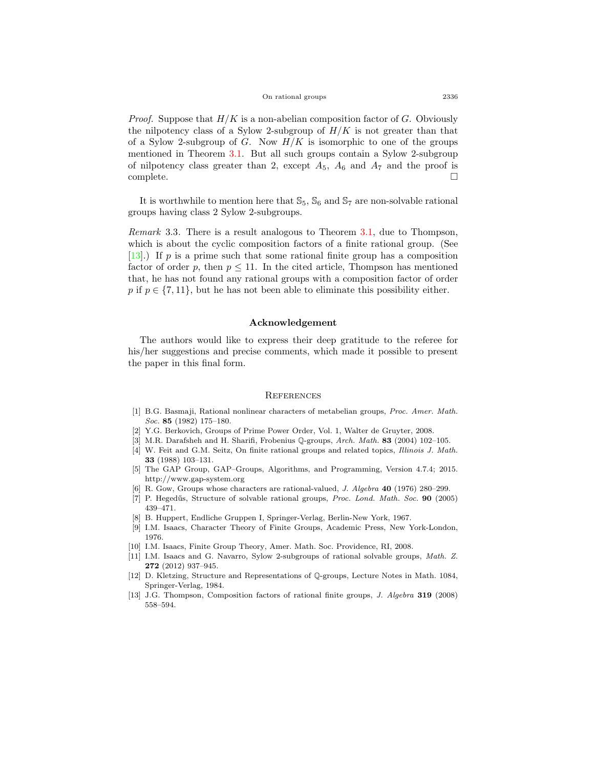*Proof.* Suppose that $H/K$ is a non-abelian composition factor of $G$. Obviously the nilpotency class of a Sylow 2-subgroup of $H/K$ is not greater than that of a Sylow 2-subgroup of $G$. Now $H/K$ is isomorphic to one of the groups mentioned in Theorem 3.1. But all such groups contain a Sylow 2-subgroup of nilpotency class greater than 2, except $A_5$, $A_6$ and $A_7$ and the proof is complete. □

It is worthwhile to mention here that $\mathbb{S}_5$, $\mathbb{S}_6$ and $\mathbb{S}_7$ are non-solvable rational groups having class 2 Sylow 2-subgroups.

*Remark* 3.3. There is a result analogous to Theorem 3.1, due to Thompson, which is about the cyclic composition factors of a finite rational group. (See [13].) If $p$ is a prime such that some rational finite group has a composition factor of order $p$, then $p \leq 11$. In the cited article, Thompson has mentioned that, he has not found any rational groups with a composition factor of order $p$ if $p \in \{7, 11\}$, but he has not been able to eliminate this possibility either.

## Acknowledgement

The authors would like to express their deep gratitude to the referee for his/her suggestions and precise comments, which made it possible to present the paper in this final form.

## References

[1] B.G. Basmaji, Rational nonlinear characters of metabelian groups, *Proc. Amer. Math. Soc.* **85** (1982) 175–180.

[2] Y.G. Berkovich, Groups of Prime Power Order, Vol. 1, Walter de Gruyter, 2008.

[3] M.R. Darafsheh and H. Sharifi, Frobenius $\mathbb{Q}$-groups, *Arch. Math.* **83** (2004) 102–105.

[4] W. Feit and G.M. Seitz, On finite rational groups and related topics, *Illinois J. Math.* **33** (1988) 103–131.

[5] The GAP Group, GAP–Groups, Algorithms, and Programming, Version 4.7.4; 2015. http://www.gap-system.org

[6] R. Gow, Groups whose characters are rational-valued, *J. Algebra* **40** (1976) 280–299.

[7] P. Hegedűs, Structure of solvable rational groups, *Proc. Lond. Math. Soc.* **90** (2005) 439–471.

[8] B. Huppert, Endliche Gruppen I, Springer-Verlag, Berlin-New York, 1967.

[9] I.M. Isaacs, Character Theory of Finite Groups, Academic Press, New York-London, 1976.

[10] I.M. Isaacs, Finite Group Theory, Amer. Math. Soc. Providence, RI, 2008.

[11] I.M. Isaacs and G. Navarro, Sylow 2-subgroups of rational solvable groups, *Math. Z.* **272** (2012) 937–945.

[12] D. Kletzing, Structure and Representations of $\mathbb{Q}$-groups, Lecture Notes in Math. 1084, Springer-Verlag, 1984.

[13] J.G. Thompson, Composition factors of rational finite groups, *J. Algebra* **319** (2008) 558–594.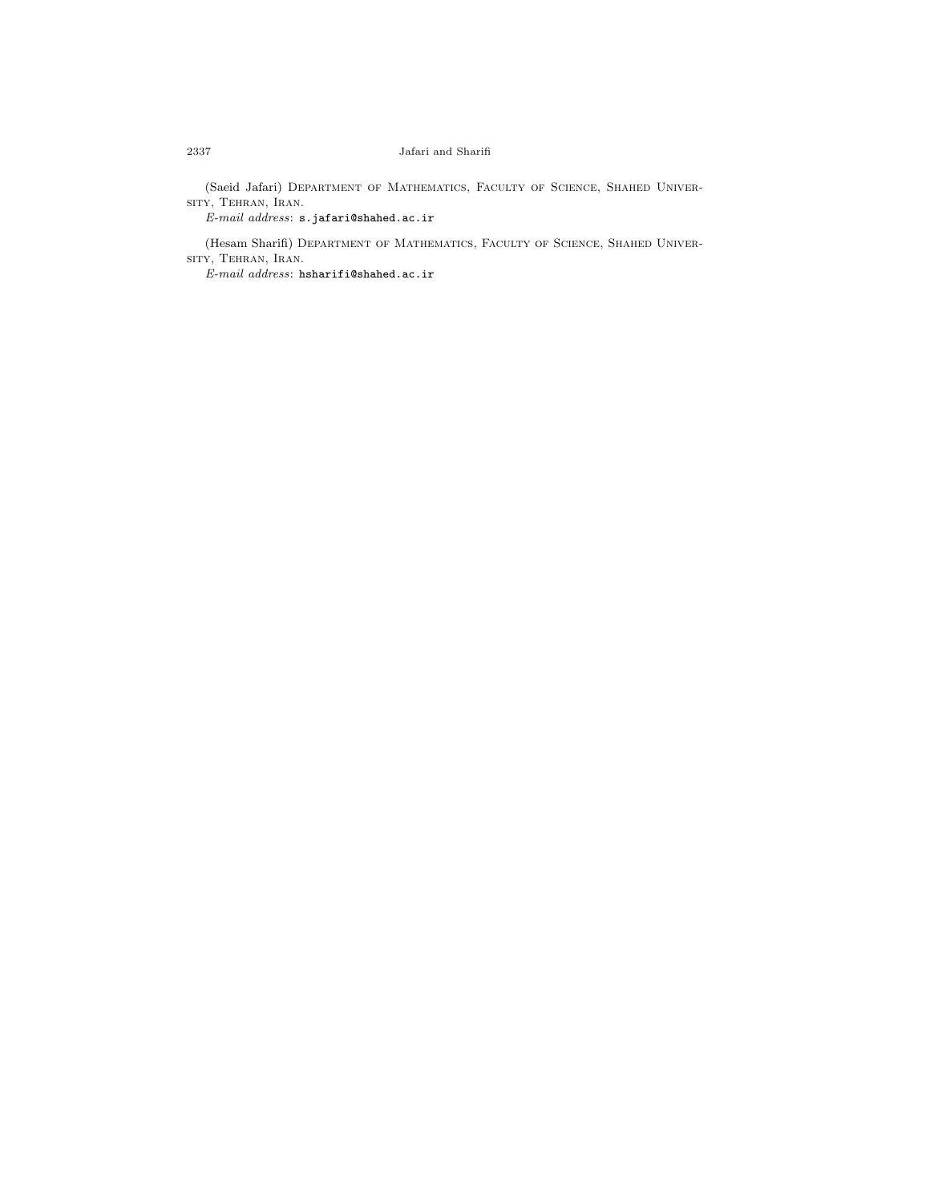(Saeid Jafari) Department of Mathematics, Faculty of Science, Shahed University, Tehran, Iran.

*E-mail address*: s.jafari@shahed.ac.ir

(Hesam Sharifi) Department of Mathematics, Faculty of Science, Shahed University, Tehran, Iran.

*E-mail address*: hsharifi@shahed.ac.ir